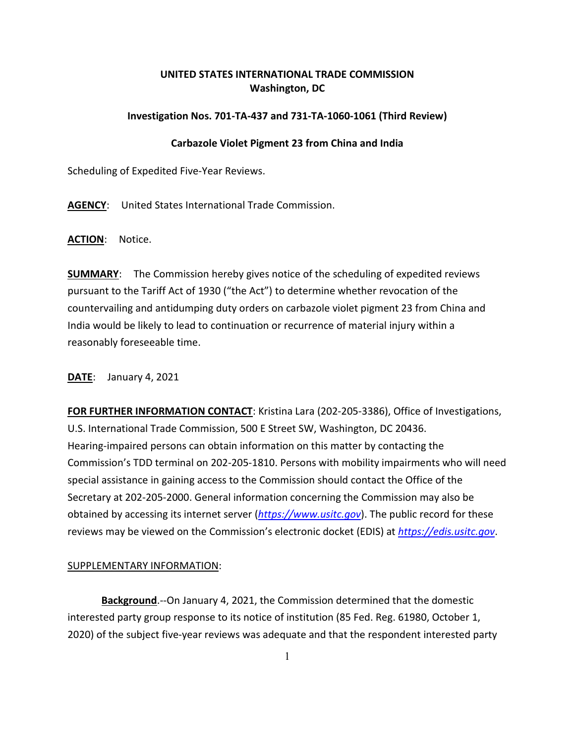**UNITED STATES INTERNATIONAL TRADE COMMISSION**
**Washington, DC**

**Investigation Nos. 701-TA-437 and 731-TA-1060-1061 (Third Review)**

**Carbazole Violet Pigment 23 from China and India**

Scheduling of Expedited Five-Year Reviews.

**AGENCY**: United States International Trade Commission.

**ACTION**: Notice.

**SUMMARY**: The Commission hereby gives notice of the scheduling of expedited reviews pursuant to the Tariff Act of 1930 ("the Act") to determine whether revocation of the countervailing and antidumping duty orders on carbazole violet pigment 23 from China and India would be likely to lead to continuation or recurrence of material injury within a reasonably foreseeable time.

**DATE**: January 4, 2021

**FOR FURTHER INFORMATION CONTACT**: Kristina Lara (202-205-3386), Office of Investigations, U.S. International Trade Commission, 500 E Street SW, Washington, DC 20436. Hearing-impaired persons can obtain information on this matter by contacting the Commission's TDD terminal on 202-205-1810. Persons with mobility impairments who will need special assistance in gaining access to the Commission should contact the Office of the Secretary at 202-205-2000. General information concerning the Commission may also be obtained by accessing its internet server (*https://www.usitc.gov*). The public record for these reviews may be viewed on the Commission's electronic docket (EDIS) at *https://edis.usitc.gov*.

SUPPLEMENTARY INFORMATION:

**Background**.--On January 4, 2021, the Commission determined that the domestic interested party group response to its notice of institution (85 Fed. Reg. 61980, October 1, 2020) of the subject five-year reviews was adequate and that the respondent interested party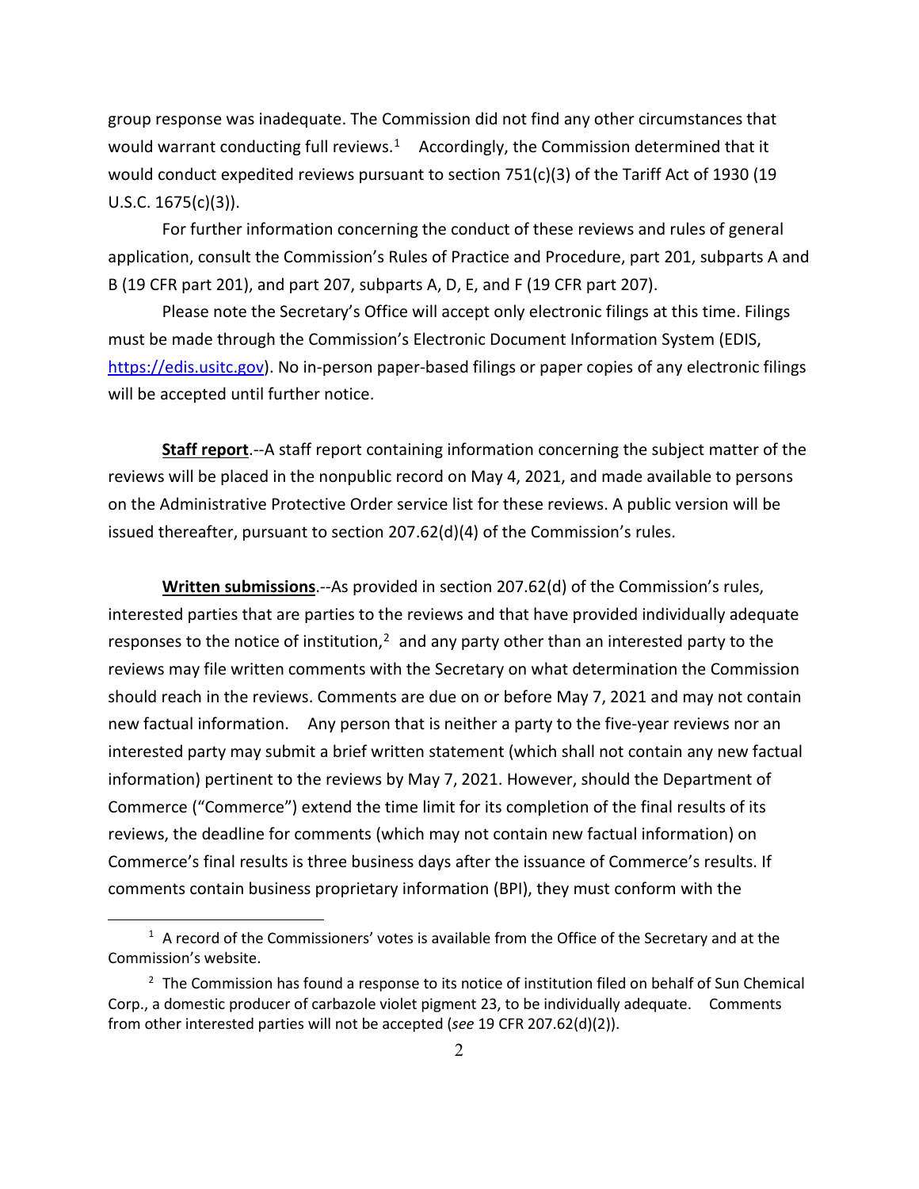group response was inadequate. The Commission did not find any other circumstances that would warrant conducting full reviews.[1] Accordingly, the Commission determined that it would conduct expedited reviews pursuant to section 751(c)(3) of the Tariff Act of 1930 (19 U.S.C. 1675(c)(3)).

For further information concerning the conduct of these reviews and rules of general application, consult the Commission's Rules of Practice and Procedure, part 201, subparts A and B (19 CFR part 201), and part 207, subparts A, D, E, and F (19 CFR part 207).

Please note the Secretary's Office will accept only electronic filings at this time. Filings must be made through the Commission's Electronic Document Information System (EDIS, https://edis.usitc.gov). No in-person paper-based filings or paper copies of any electronic filings will be accepted until further notice.

**Staff report**.--A staff report containing information concerning the subject matter of the reviews will be placed in the nonpublic record on May 4, 2021, and made available to persons on the Administrative Protective Order service list for these reviews. A public version will be issued thereafter, pursuant to section 207.62(d)(4) of the Commission's rules.

**Written submissions**.--As provided in section 207.62(d) of the Commission's rules, interested parties that are parties to the reviews and that have provided individually adequate responses to the notice of institution,[2] and any party other than an interested party to the reviews may file written comments with the Secretary on what determination the Commission should reach in the reviews. Comments are due on or before May 7, 2021 and may not contain new factual information. Any person that is neither a party to the five-year reviews nor an interested party may submit a brief written statement (which shall not contain any new factual information) pertinent to the reviews by May 7, 2021. However, should the Department of Commerce ("Commerce") extend the time limit for its completion of the final results of its reviews, the deadline for comments (which may not contain new factual information) on Commerce's final results is three business days after the issuance of Commerce's results. If comments contain business proprietary information (BPI), they must conform with the

---

[1] A record of the Commissioners' votes is available from the Office of the Secretary and at the Commission's website.

[2] The Commission has found a response to its notice of institution filed on behalf of Sun Chemical Corp., a domestic producer of carbazole violet pigment 23, to be individually adequate. Comments from other interested parties will not be accepted (*see* 19 CFR 207.62(d)(2)).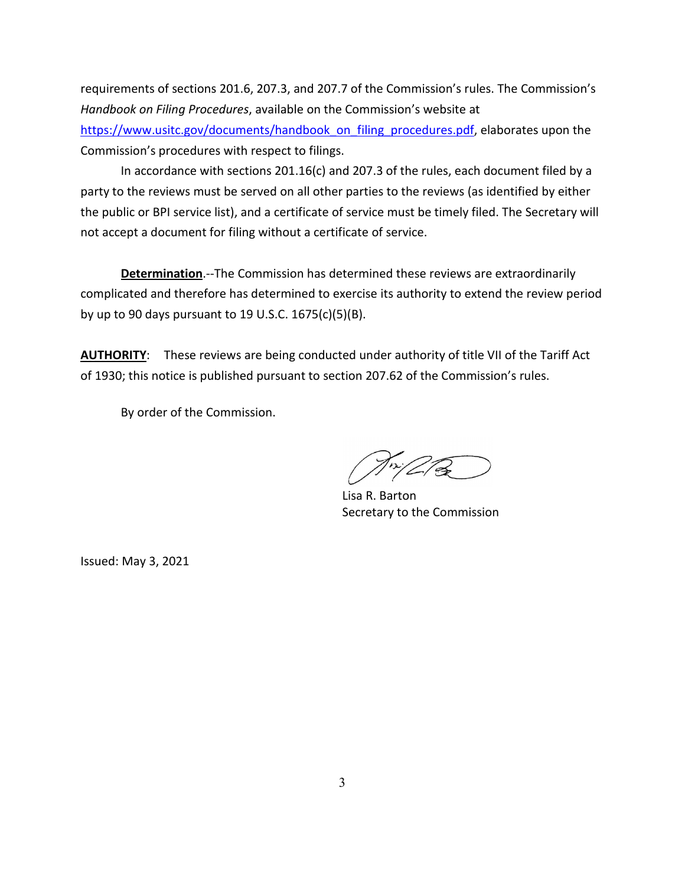requirements of sections 201.6, 207.3, and 207.7 of the Commission's rules. The Commission's *Handbook on Filing Procedures*, available on the Commission's website at https://www.usitc.gov/documents/handbook_on_filing_procedures.pdf, elaborates upon the Commission's procedures with respect to filings.

In accordance with sections 201.16(c) and 207.3 of the rules, each document filed by a party to the reviews must be served on all other parties to the reviews (as identified by either the public or BPI service list), and a certificate of service must be timely filed. The Secretary will not accept a document for filing without a certificate of service.

**Determination**.--The Commission has determined these reviews are extraordinarily complicated and therefore has determined to exercise its authority to extend the review period by up to 90 days pursuant to 19 U.S.C. 1675(c)(5)(B).

**AUTHORITY**: These reviews are being conducted under authority of title VII of the Tariff Act of 1930; this notice is published pursuant to section 207.62 of the Commission's rules.

By order of the Commission.

Lisa R. Barton
Secretary to the Commission

Issued: May 3, 2021